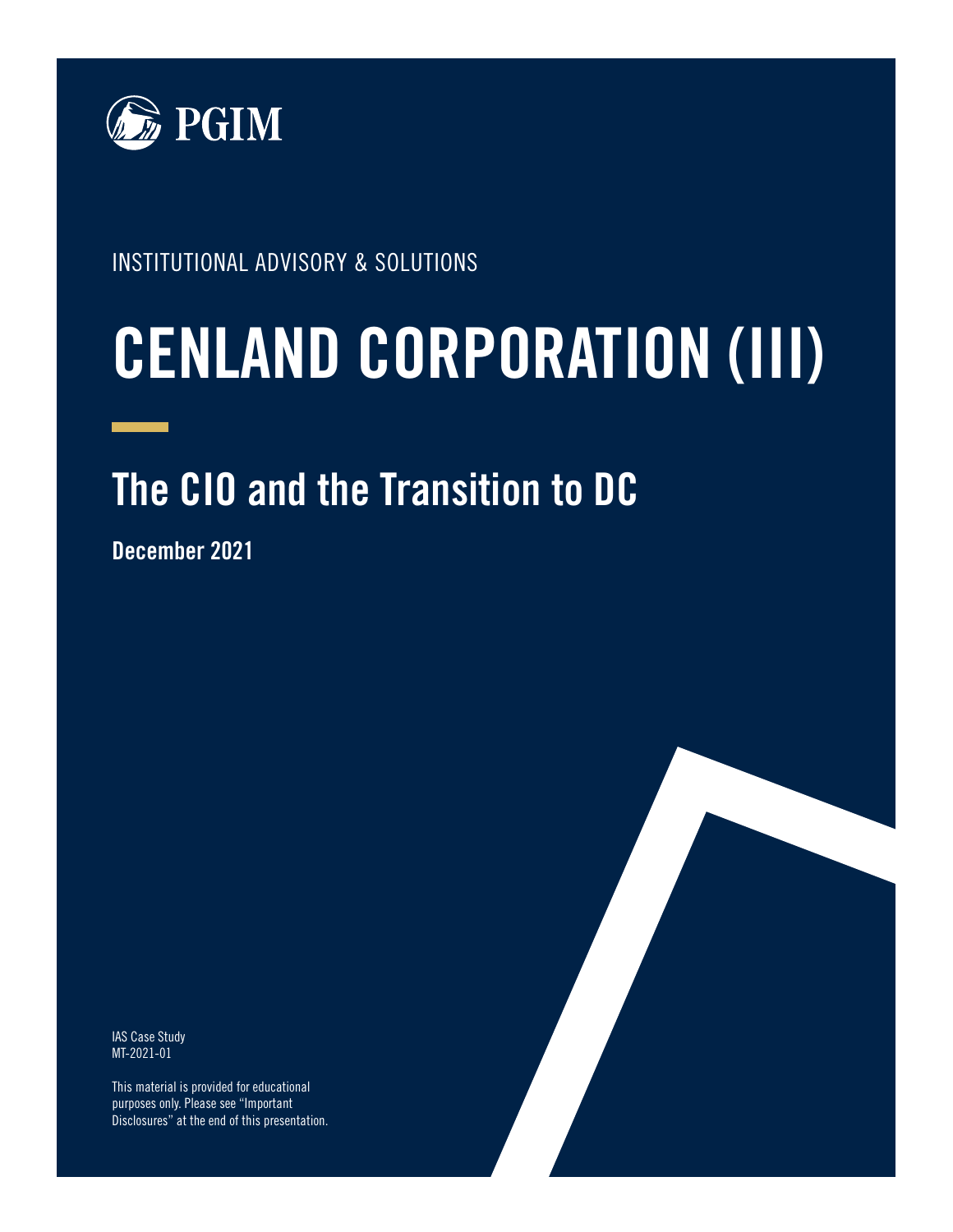PGIM

INSTITUTIONAL ADVISORY & SOLUTIONS

# CENLAND CORPORATION (III)

## The CIO and the Transition to DC

**December 2021**

IAS Case Study
MT-2021-01

This material is provided for educational purposes only. Please see "Important Disclosures" at the end of this presentation.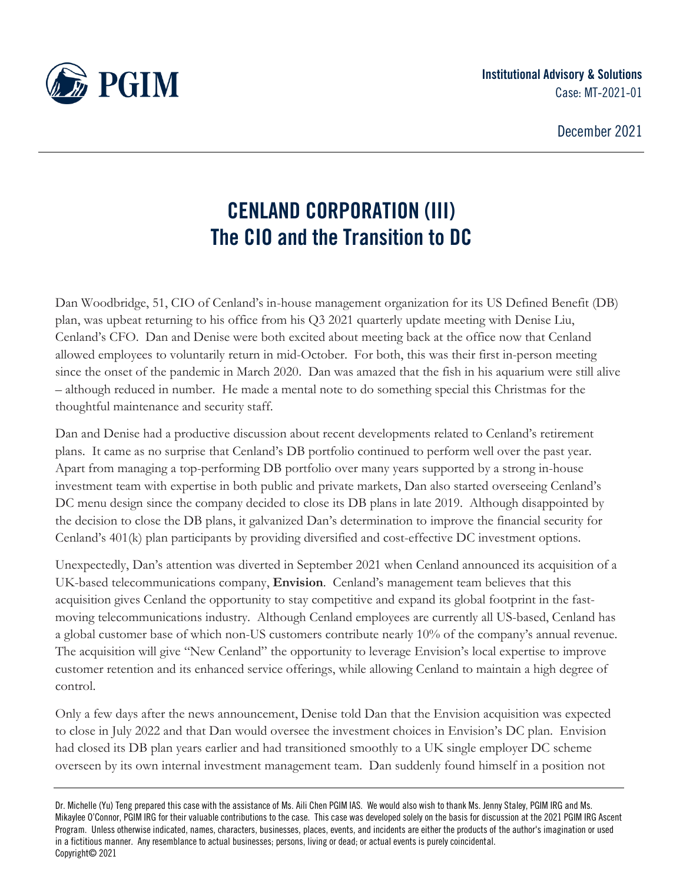# CENLAND CORPORATION (III)
## The CIO and the Transition to DC

Dan Woodbridge, 51, CIO of Cenland's in-house management organization for its US Defined Benefit (DB) plan, was upbeat returning to his office from his Q3 2021 quarterly update meeting with Denise Liu, Cenland's CFO. Dan and Denise were both excited about meeting back at the office now that Cenland allowed employees to voluntarily return in mid-October. For both, this was their first in-person meeting since the onset of the pandemic in March 2020. Dan was amazed that the fish in his aquarium were still alive – although reduced in number. He made a mental note to do something special this Christmas for the thoughtful maintenance and security staff.

Dan and Denise had a productive discussion about recent developments related to Cenland's retirement plans. It came as no surprise that Cenland's DB portfolio continued to perform well over the past year. Apart from managing a top-performing DB portfolio over many years supported by a strong in-house investment team with expertise in both public and private markets, Dan also started overseeing Cenland's DC menu design since the company decided to close its DB plans in late 2019. Although disappointed by the decision to close the DB plans, it galvanized Dan's determination to improve the financial security for Cenland's 401(k) plan participants by providing diversified and cost-effective DC investment options.

Unexpectedly, Dan's attention was diverted in September 2021 when Cenland announced its acquisition of a UK-based telecommunications company, **Envision**. Cenland's management team believes that this acquisition gives Cenland the opportunity to stay competitive and expand its global footprint in the fast-moving telecommunications industry. Although Cenland employees are currently all US-based, Cenland has a global customer base of which non-US customers contribute nearly 10% of the company's annual revenue. The acquisition will give "New Cenland" the opportunity to leverage Envision's local expertise to improve customer retention and its enhanced service offerings, while allowing Cenland to maintain a high degree of control.

Only a few days after the news announcement, Denise told Dan that the Envision acquisition was expected to close in July 2022 and that Dan would oversee the investment choices in Envision's DC plan. Envision had closed its DB plan years earlier and had transitioned smoothly to a UK single employer DC scheme overseen by its own internal investment management team. Dan suddenly found himself in a position not

Dr. Michelle (Yu) Teng prepared this case with the assistance of Ms. Aili Chen PGIM IAS. We would also wish to thank Ms. Jenny Staley, PGIM IRG and Ms. Mikaylee O'Connor, PGIM IRG for their valuable contributions to the case. This case was developed solely on the basis for discussion at the 2021 PGIM IRG Ascent Program. Unless otherwise indicated, names, characters, businesses, places, events, and incidents are either the products of the author's imagination or used in a fictitious manner. Any resemblance to actual businesses; persons, living or dead; or actual events is purely coincidental.
Copyright© 2021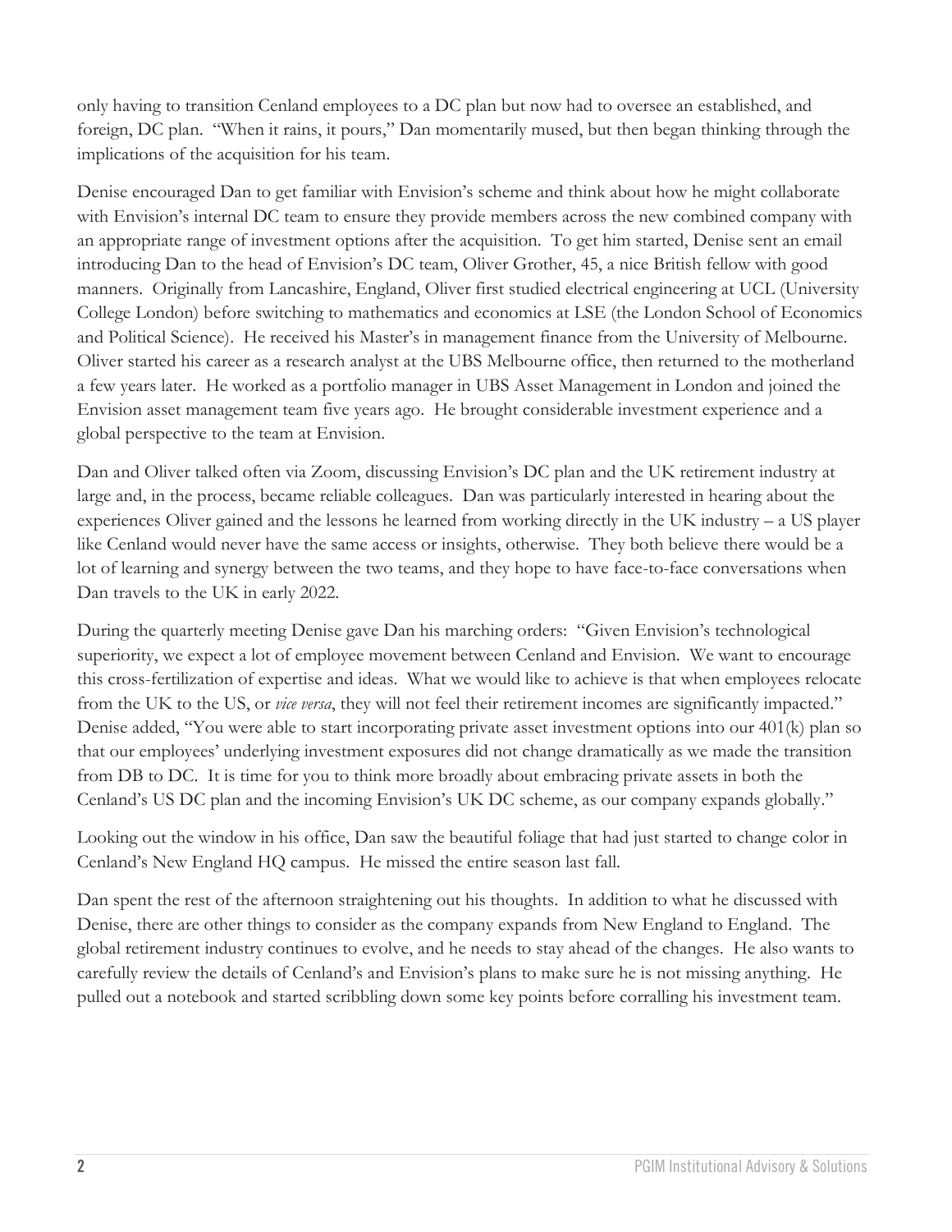only having to transition Cenland employees to a DC plan but now had to oversee an established, and foreign, DC plan. "When it rains, it pours," Dan momentarily mused, but then began thinking through the implications of the acquisition for his team.

Denise encouraged Dan to get familiar with Envision's scheme and think about how he might collaborate with Envision's internal DC team to ensure they provide members across the new combined company with an appropriate range of investment options after the acquisition. To get him started, Denise sent an email introducing Dan to the head of Envision's DC team, Oliver Grother, 45, a nice British fellow with good manners. Originally from Lancashire, England, Oliver first studied electrical engineering at UCL (University College London) before switching to mathematics and economics at LSE (the London School of Economics and Political Science). He received his Master's in management finance from the University of Melbourne. Oliver started his career as a research analyst at the UBS Melbourne office, then returned to the motherland a few years later. He worked as a portfolio manager in UBS Asset Management in London and joined the Envision asset management team five years ago. He brought considerable investment experience and a global perspective to the team at Envision.

Dan and Oliver talked often via Zoom, discussing Envision's DC plan and the UK retirement industry at large and, in the process, became reliable colleagues. Dan was particularly interested in hearing about the experiences Oliver gained and the lessons he learned from working directly in the UK industry – a US player like Cenland would never have the same access or insights, otherwise. They both believe there would be a lot of learning and synergy between the two teams, and they hope to have face-to-face conversations when Dan travels to the UK in early 2022.

During the quarterly meeting Denise gave Dan his marching orders: "Given Envision's technological superiority, we expect a lot of employee movement between Cenland and Envision. We want to encourage this cross-fertilization of expertise and ideas. What we would like to achieve is that when employees relocate from the UK to the US, or *vice versa*, they will not feel their retirement incomes are significantly impacted." Denise added, "You were able to start incorporating private asset investment options into our 401(k) plan so that our employees' underlying investment exposures did not change dramatically as we made the transition from DB to DC. It is time for you to think more broadly about embracing private assets in both the Cenland's US DC plan and the incoming Envision's UK DC scheme, as our company expands globally."

Looking out the window in his office, Dan saw the beautiful foliage that had just started to change color in Cenland's New England HQ campus. He missed the entire season last fall.

Dan spent the rest of the afternoon straightening out his thoughts. In addition to what he discussed with Denise, there are other things to consider as the company expands from New England to England. The global retirement industry continues to evolve, and he needs to stay ahead of the changes. He also wants to carefully review the details of Cenland's and Envision's plans to make sure he is not missing anything. He pulled out a notebook and started scribbling down some key points before corralling his investment team.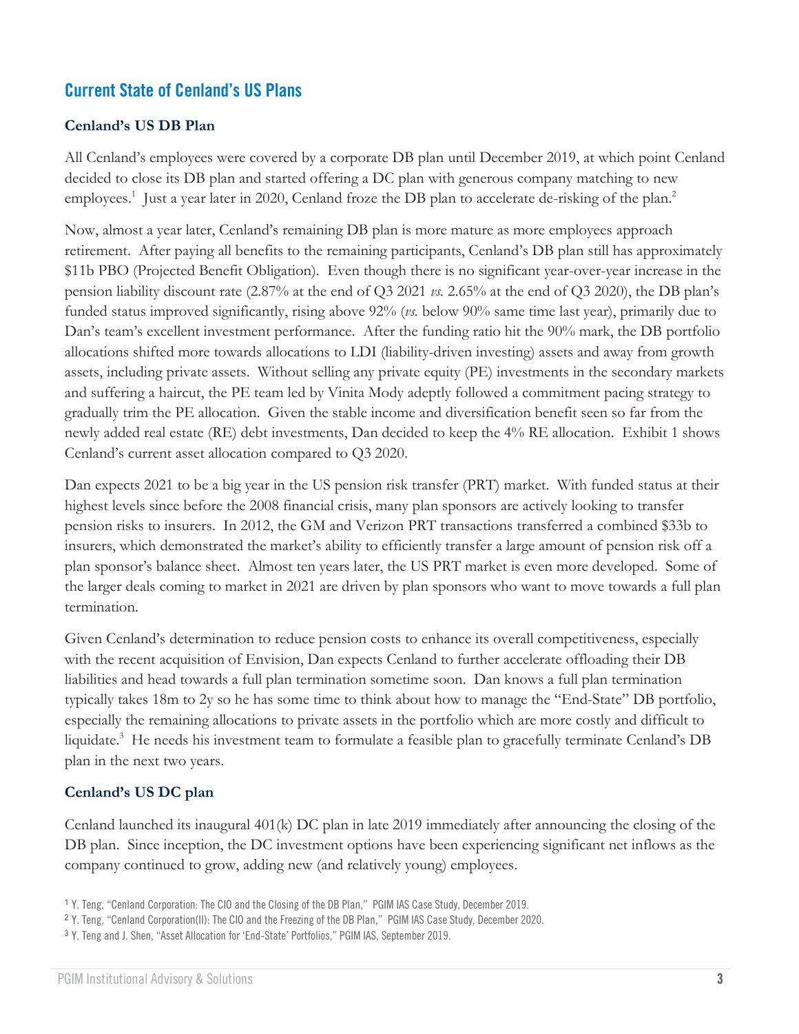## Current State of Cenland's US Plans

### Cenland's US DB Plan

All Cenland's employees were covered by a corporate DB plan until December 2019, at which point Cenland decided to close its DB plan and started offering a DC plan with generous company matching to new employees.[1] Just a year later in 2020, Cenland froze the DB plan to accelerate de-risking of the plan.[2]

Now, almost a year later, Cenland's remaining DB plan is more mature as more employees approach retirement. After paying all benefits to the remaining participants, Cenland's DB plan still has approximately \$11b PBO (Projected Benefit Obligation). Even though there is no significant year-over-year increase in the pension liability discount rate (2.87% at the end of Q3 2021 *vs.* 2.65% at the end of Q3 2020), the DB plan's funded status improved significantly, rising above 92% (*vs.* below 90% same time last year), primarily due to Dan's team's excellent investment performance. After the funding ratio hit the 90% mark, the DB portfolio allocations shifted more towards allocations to LDI (liability-driven investing) assets and away from growth assets, including private assets. Without selling any private equity (PE) investments in the secondary markets and suffering a haircut, the PE team led by Vinita Mody adeptly followed a commitment pacing strategy to gradually trim the PE allocation. Given the stable income and diversification benefit seen so far from the newly added real estate (RE) debt investments, Dan decided to keep the 4% RE allocation. Exhibit 1 shows Cenland's current asset allocation compared to Q3 2020.

Dan expects 2021 to be a big year in the US pension risk transfer (PRT) market. With funded status at their highest levels since before the 2008 financial crisis, many plan sponsors are actively looking to transfer pension risks to insurers. In 2012, the GM and Verizon PRT transactions transferred a combined \$33b to insurers, which demonstrated the market's ability to efficiently transfer a large amount of pension risk off a plan sponsor's balance sheet. Almost ten years later, the US PRT market is even more developed. Some of the larger deals coming to market in 2021 are driven by plan sponsors who want to move towards a full plan termination.

Given Cenland's determination to reduce pension costs to enhance its overall competitiveness, especially with the recent acquisition of Envision, Dan expects Cenland to further accelerate offloading their DB liabilities and head towards a full plan termination sometime soon. Dan knows a full plan termination typically takes 18m to 2y so he has some time to think about how to manage the "End-State" DB portfolio, especially the remaining allocations to private assets in the portfolio which are more costly and difficult to liquidate.[3] He needs his investment team to formulate a feasible plan to gracefully terminate Cenland's DB plan in the next two years.

### Cenland's US DC plan

Cenland launched its inaugural 401(k) DC plan in late 2019 immediately after announcing the closing of the DB plan. Since inception, the DC investment options have been experiencing significant net inflows as the company continued to grow, adding new (and relatively young) employees.

[1] Y. Teng, "Cenland Corporation: The CIO and the Closing of the DB Plan," PGIM IAS Case Study, December 2019.

[2] Y. Teng, "Cenland Corporation(II): The CIO and the Freezing of the DB Plan," PGIM IAS Case Study, December 2020.

[3] Y. Teng and J. Shen, "Asset Allocation for 'End-State' Portfolios," PGIM IAS, September 2019.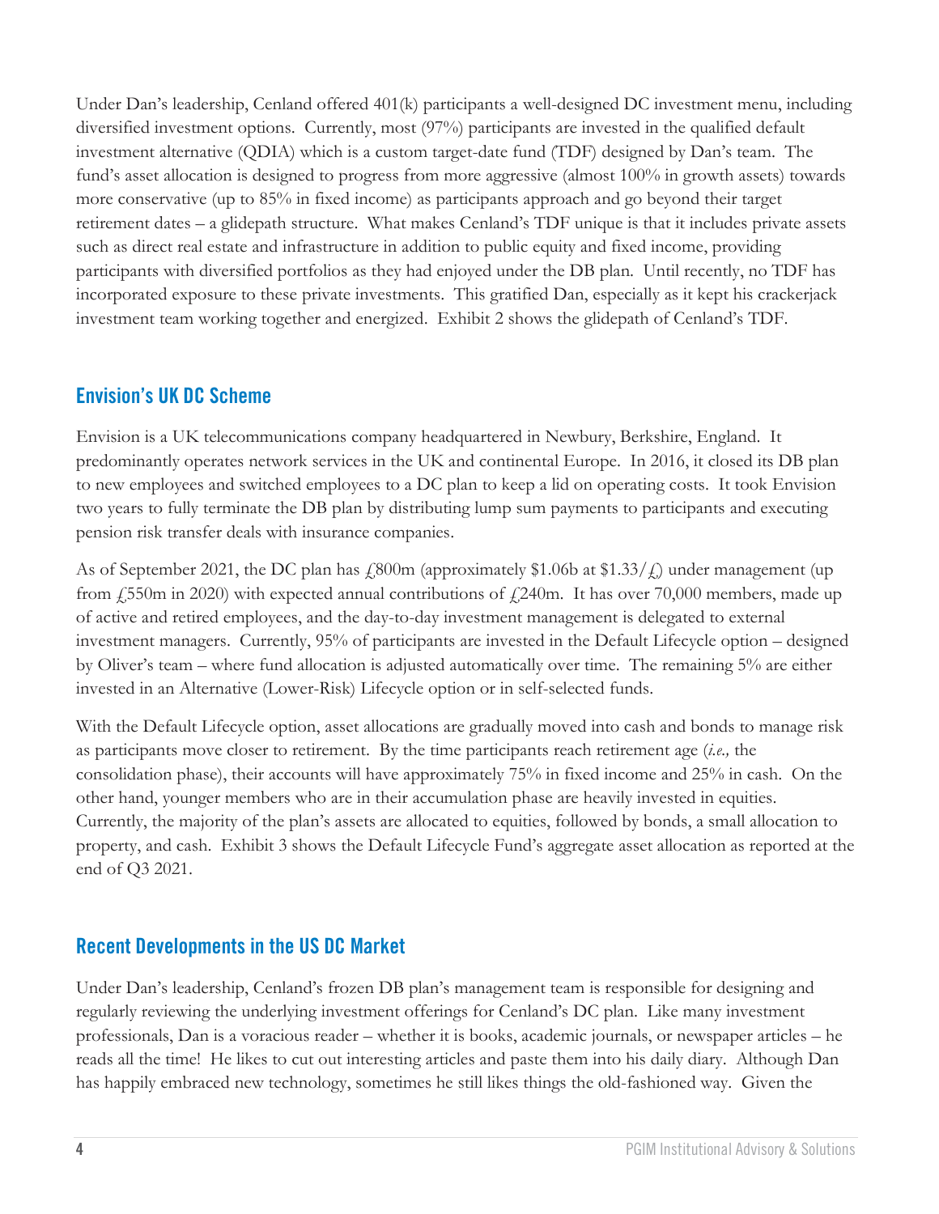Under Dan's leadership, Cenland offered 401(k) participants a well-designed DC investment menu, including diversified investment options. Currently, most (97%) participants are invested in the qualified default investment alternative (QDIA) which is a custom target-date fund (TDF) designed by Dan's team. The fund's asset allocation is designed to progress from more aggressive (almost 100% in growth assets) towards more conservative (up to 85% in fixed income) as participants approach and go beyond their target retirement dates – a glidepath structure. What makes Cenland's TDF unique is that it includes private assets such as direct real estate and infrastructure in addition to public equity and fixed income, providing participants with diversified portfolios as they had enjoyed under the DB plan. Until recently, no TDF has incorporated exposure to these private investments. This gratified Dan, especially as it kept his crackerjack investment team working together and energized. Exhibit 2 shows the glidepath of Cenland's TDF.

## Envision's UK DC Scheme

Envision is a UK telecommunications company headquartered in Newbury, Berkshire, England. It predominantly operates network services in the UK and continental Europe. In 2016, it closed its DB plan to new employees and switched employees to a DC plan to keep a lid on operating costs. It took Envision two years to fully terminate the DB plan by distributing lump sum payments to participants and executing pension risk transfer deals with insurance companies.

As of September 2021, the DC plan has £800m (approximately $1.06b at $1.33/£) under management (up from £550m in 2020) with expected annual contributions of £240m. It has over 70,000 members, made up of active and retired employees, and the day-to-day investment management is delegated to external investment managers. Currently, 95% of participants are invested in the Default Lifecycle option – designed by Oliver's team – where fund allocation is adjusted automatically over time. The remaining 5% are either invested in an Alternative (Lower-Risk) Lifecycle option or in self-selected funds.

With the Default Lifecycle option, asset allocations are gradually moved into cash and bonds to manage risk as participants move closer to retirement. By the time participants reach retirement age (*i.e.,* the consolidation phase), their accounts will have approximately 75% in fixed income and 25% in cash. On the other hand, younger members who are in their accumulation phase are heavily invested in equities. Currently, the majority of the plan's assets are allocated to equities, followed by bonds, a small allocation to property, and cash. Exhibit 3 shows the Default Lifecycle Fund's aggregate asset allocation as reported at the end of Q3 2021.

## Recent Developments in the US DC Market

Under Dan's leadership, Cenland's frozen DB plan's management team is responsible for designing and regularly reviewing the underlying investment offerings for Cenland's DC plan. Like many investment professionals, Dan is a voracious reader – whether it is books, academic journals, or newspaper articles – he reads all the time! He likes to cut out interesting articles and paste them into his daily diary. Although Dan has happily embraced new technology, sometimes he still likes things the old-fashioned way. Given the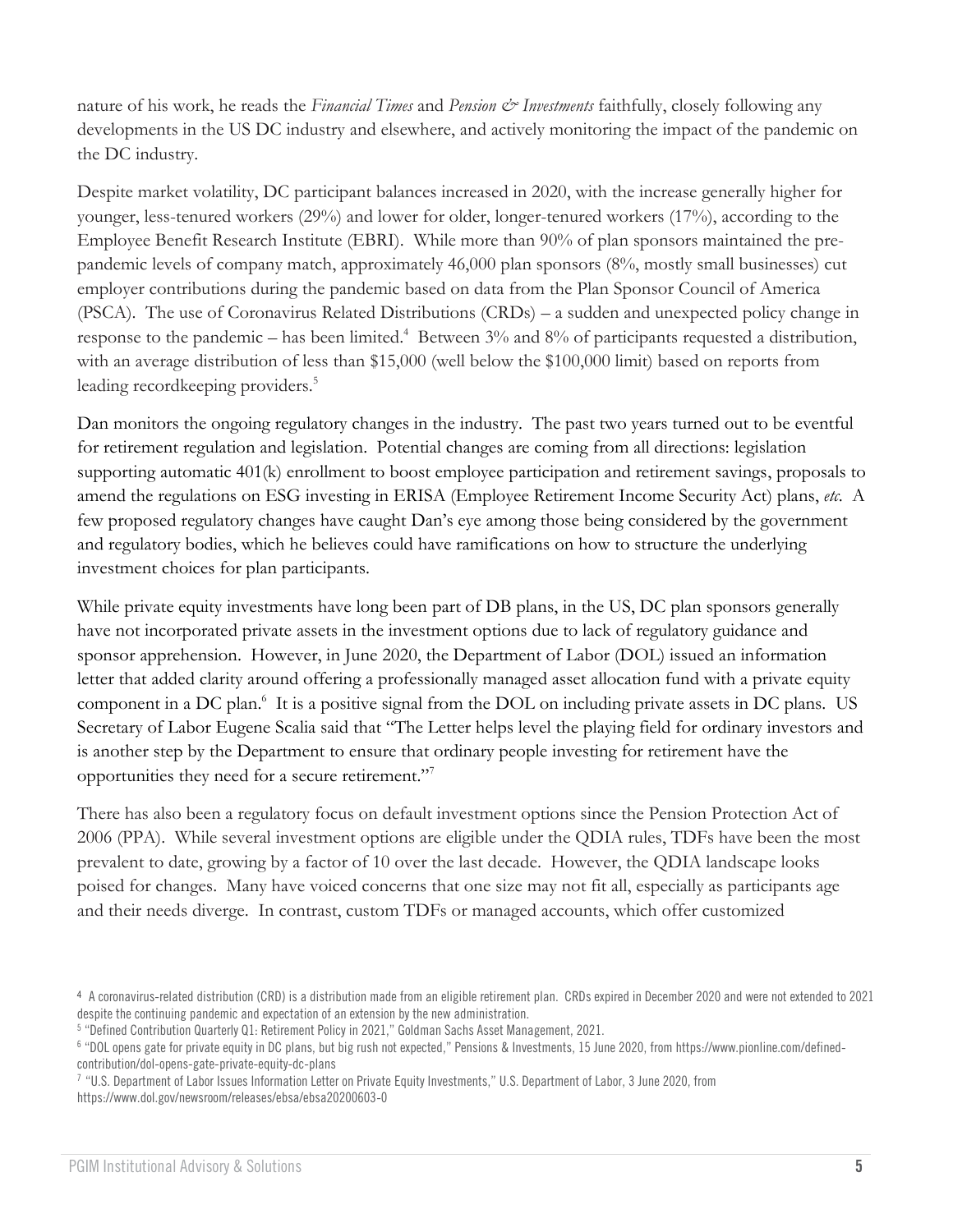nature of his work, he reads the *Financial Times* and *Pension & Investments* faithfully, closely following any developments in the US DC industry and elsewhere, and actively monitoring the impact of the pandemic on the DC industry.

Despite market volatility, DC participant balances increased in 2020, with the increase generally higher for younger, less-tenured workers (29%) and lower for older, longer-tenured workers (17%), according to the Employee Benefit Research Institute (EBRI). While more than 90% of plan sponsors maintained the pre-pandemic levels of company match, approximately 46,000 plan sponsors (8%, mostly small businesses) cut employer contributions during the pandemic based on data from the Plan Sponsor Council of America (PSCA). The use of Coronavirus Related Distributions (CRDs) – a sudden and unexpected policy change in response to the pandemic – has been limited.[4] Between 3% and 8% of participants requested a distribution, with an average distribution of less than $15,000 (well below the $100,000 limit) based on reports from leading recordkeeping providers.[5]

Dan monitors the ongoing regulatory changes in the industry. The past two years turned out to be eventful for retirement regulation and legislation. Potential changes are coming from all directions: legislation supporting automatic 401(k) enrollment to boost employee participation and retirement savings, proposals to amend the regulations on ESG investing in ERISA (Employee Retirement Income Security Act) plans, *etc.* A few proposed regulatory changes have caught Dan's eye among those being considered by the government and regulatory bodies, which he believes could have ramifications on how to structure the underlying investment choices for plan participants.

While private equity investments have long been part of DB plans, in the US, DC plan sponsors generally have not incorporated private assets in the investment options due to lack of regulatory guidance and sponsor apprehension. However, in June 2020, the Department of Labor (DOL) issued an information letter that added clarity around offering a professionally managed asset allocation fund with a private equity component in a DC plan.[6] It is a positive signal from the DOL on including private assets in DC plans. US Secretary of Labor Eugene Scalia said that "The Letter helps level the playing field for ordinary investors and is another step by the Department to ensure that ordinary people investing for retirement have the opportunities they need for a secure retirement."[7]

There has also been a regulatory focus on default investment options since the Pension Protection Act of 2006 (PPA). While several investment options are eligible under the QDIA rules, TDFs have been the most prevalent to date, growing by a factor of 10 over the last decade. However, the QDIA landscape looks poised for changes. Many have voiced concerns that one size may not fit all, especially as participants age and their needs diverge. In contrast, custom TDFs or managed accounts, which offer customized

---

[4] A coronavirus-related distribution (CRD) is a distribution made from an eligible retirement plan. CRDs expired in December 2020 and were not extended to 2021 despite the continuing pandemic and expectation of an extension by the new administration.

[5] "Defined Contribution Quarterly Q1: Retirement Policy in 2021," Goldman Sachs Asset Management, 2021.

[6] "DOL opens gate for private equity in DC plans, but big rush not expected," Pensions & Investments, 15 June 2020, from https://www.pionline.com/defined-contribution/dol-opens-gate-private-equity-dc-plans

[7] "U.S. Department of Labor Issues Information Letter on Private Equity Investments," U.S. Department of Labor, 3 June 2020, from https://www.dol.gov/newsroom/releases/ebsa/ebsa20200603-0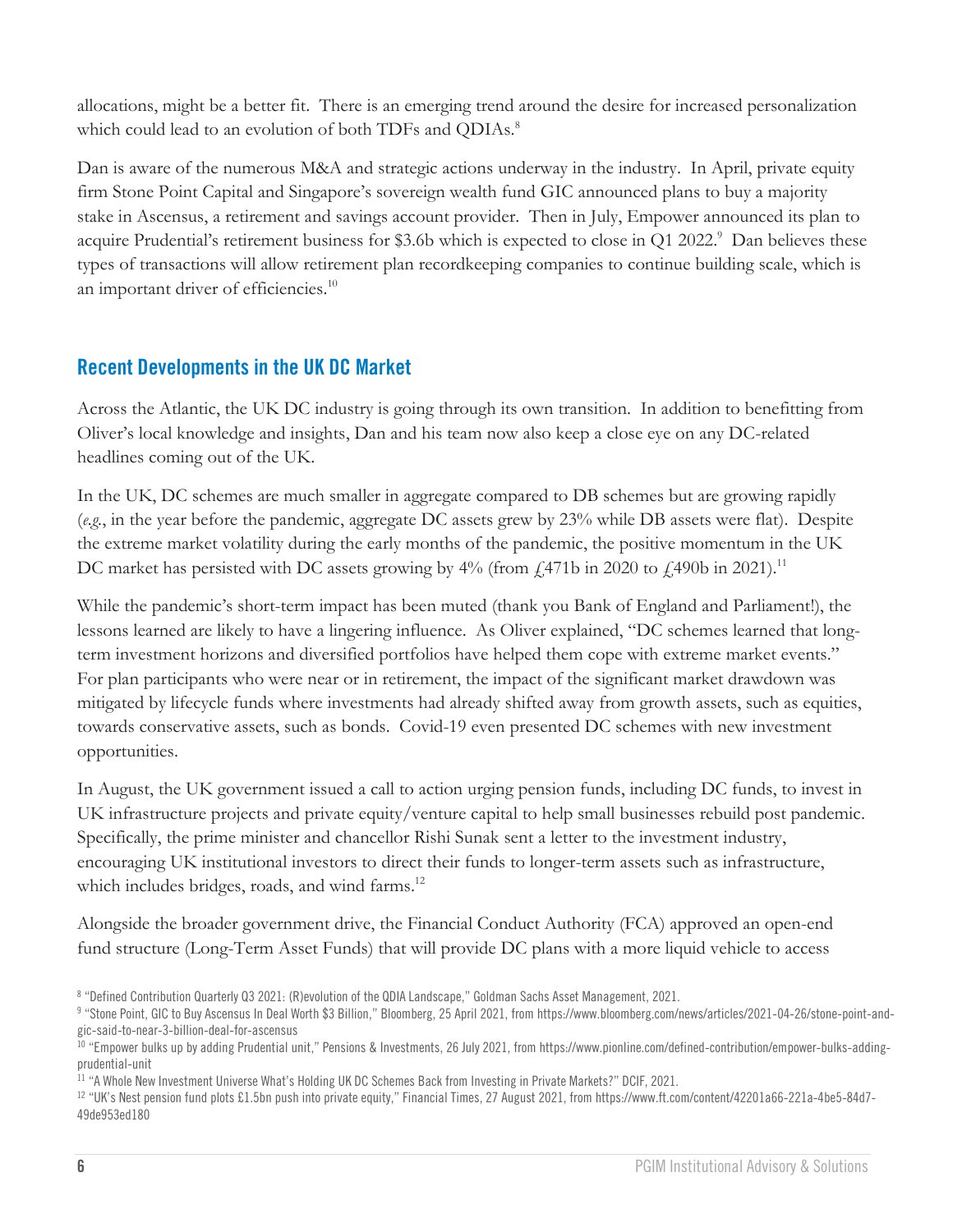allocations, might be a better fit. There is an emerging trend around the desire for increased personalization which could lead to an evolution of both TDFs and QDIAs.[8]

Dan is aware of the numerous M&A and strategic actions underway in the industry. In April, private equity firm Stone Point Capital and Singapore's sovereign wealth fund GIC announced plans to buy a majority stake in Ascensus, a retirement and savings account provider. Then in July, Empower announced its plan to acquire Prudential's retirement business for $3.6b which is expected to close in Q1 2022.[9] Dan believes these types of transactions will allow retirement plan recordkeeping companies to continue building scale, which is an important driver of efficiencies.[10]

## Recent Developments in the UK DC Market

Across the Atlantic, the UK DC industry is going through its own transition. In addition to benefitting from Oliver's local knowledge and insights, Dan and his team now also keep a close eye on any DC-related headlines coming out of the UK.

In the UK, DC schemes are much smaller in aggregate compared to DB schemes but are growing rapidly (*e.g.*, in the year before the pandemic, aggregate DC assets grew by 23% while DB assets were flat). Despite the extreme market volatility during the early months of the pandemic, the positive momentum in the UK DC market has persisted with DC assets growing by 4% (from £471b in 2020 to £490b in 2021).[11]

While the pandemic's short-term impact has been muted (thank you Bank of England and Parliament!), the lessons learned are likely to have a lingering influence. As Oliver explained, "DC schemes learned that long-term investment horizons and diversified portfolios have helped them cope with extreme market events." For plan participants who were near or in retirement, the impact of the significant market drawdown was mitigated by lifecycle funds where investments had already shifted away from growth assets, such as equities, towards conservative assets, such as bonds. Covid-19 even presented DC schemes with new investment opportunities.

In August, the UK government issued a call to action urging pension funds, including DC funds, to invest in UK infrastructure projects and private equity/venture capital to help small businesses rebuild post pandemic. Specifically, the prime minister and chancellor Rishi Sunak sent a letter to the investment industry, encouraging UK institutional investors to direct their funds to longer-term assets such as infrastructure, which includes bridges, roads, and wind farms.[12]

Alongside the broader government drive, the Financial Conduct Authority (FCA) approved an open-end fund structure (Long-Term Asset Funds) that will provide DC plans with a more liquid vehicle to access

[8] "Defined Contribution Quarterly Q3 2021: (R)evolution of the QDIA Landscape," Goldman Sachs Asset Management, 2021.

[9] "Stone Point, GIC to Buy Ascensus In Deal Worth $3 Billion," Bloomberg, 25 April 2021, from https://www.bloomberg.com/news/articles/2021-04-26/stone-point-and-gic-said-to-near-3-billion-deal-for-ascensus

[10] "Empower bulks up by adding Prudential unit," Pensions & Investments, 26 July 2021, from https://www.pionline.com/defined-contribution/empower-bulks-adding-prudential-unit

[11] "A Whole New Investment Universe What's Holding UK DC Schemes Back from Investing in Private Markets?" DCIF, 2021.

[12] "UK's Nest pension fund plots £1.5bn push into private equity," Financial Times, 27 August 2021, from https://www.ft.com/content/42201a66-221a-4be5-84d7-49de953ed180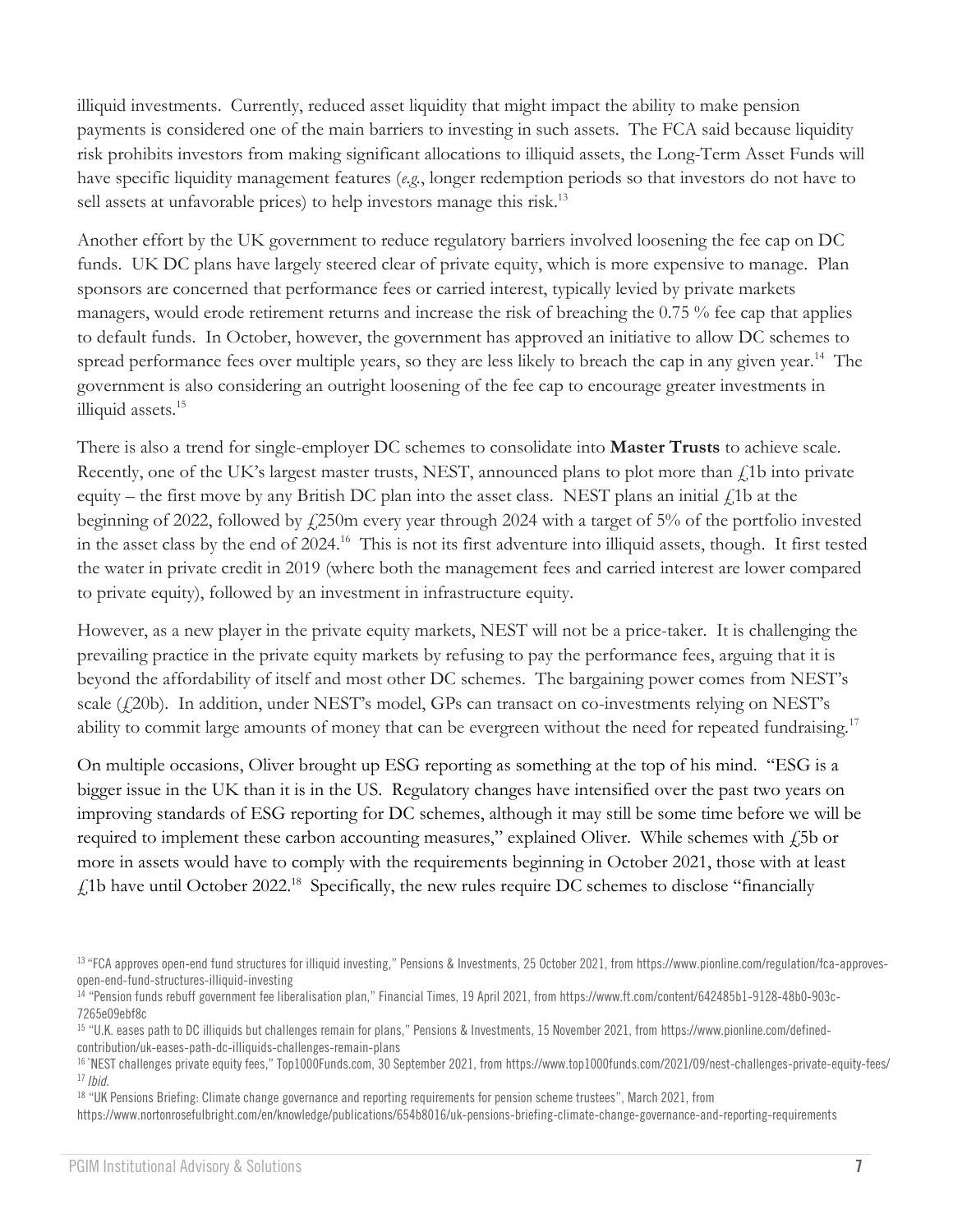illiquid investments. Currently, reduced asset liquidity that might impact the ability to make pension payments is considered one of the main barriers to investing in such assets. The FCA said because liquidity risk prohibits investors from making significant allocations to illiquid assets, the Long-Term Asset Funds will have specific liquidity management features (*e.g.*, longer redemption periods so that investors do not have to sell assets at unfavorable prices) to help investors manage this risk.[13]

Another effort by the UK government to reduce regulatory barriers involved loosening the fee cap on DC funds. UK DC plans have largely steered clear of private equity, which is more expensive to manage. Plan sponsors are concerned that performance fees or carried interest, typically levied by private markets managers, would erode retirement returns and increase the risk of breaching the 0.75 % fee cap that applies to default funds. In October, however, the government has approved an initiative to allow DC schemes to spread performance fees over multiple years, so they are less likely to breach the cap in any given year.[14] The government is also considering an outright loosening of the fee cap to encourage greater investments in illiquid assets.[15]

There is also a trend for single-employer DC schemes to consolidate into **Master Trusts** to achieve scale. Recently, one of the UK's largest master trusts, NEST, announced plans to plot more than £1b into private equity – the first move by any British DC plan into the asset class. NEST plans an initial £1b at the beginning of 2022, followed by £250m every year through 2024 with a target of 5% of the portfolio invested in the asset class by the end of 2024.[16] This is not its first adventure into illiquid assets, though. It first tested the water in private credit in 2019 (where both the management fees and carried interest are lower compared to private equity), followed by an investment in infrastructure equity.

However, as a new player in the private equity markets, NEST will not be a price-taker. It is challenging the prevailing practice in the private equity markets by refusing to pay the performance fees, arguing that it is beyond the affordability of itself and most other DC schemes. The bargaining power comes from NEST's scale (£20b). In addition, under NEST's model, GPs can transact on co-investments relying on NEST's ability to commit large amounts of money that can be evergreen without the need for repeated fundraising.[17]

On multiple occasions, Oliver brought up ESG reporting as something at the top of his mind. "ESG is a bigger issue in the UK than it is in the US. Regulatory changes have intensified over the past two years on improving standards of ESG reporting for DC schemes, although it may still be some time before we will be required to implement these carbon accounting measures," explained Oliver. While schemes with £5b or more in assets would have to comply with the requirements beginning in October 2021, those with at least £1b have until October 2022.[18] Specifically, the new rules require DC schemes to disclose "financially

[13] "FCA approves open-end fund structures for illiquid investing," Pensions & Investments, 25 October 2021, from https://www.pionline.com/regulation/fca-approves-open-end-fund-structures-illiquid-investing

[14] "Pension funds rebuff government fee liberalisation plan," Financial Times, 19 April 2021, from https://www.ft.com/content/642485b1-9128-48b0-903c-7265e09ebf8c

[15] "U.K. eases path to DC illiquids but challenges remain for plans," Pensions & Investments, 15 November 2021, from https://www.pionline.com/defined-contribution/uk-eases-path-dc-illiquids-challenges-remain-plans

[16] "NEST challenges private equity fees," Top1000Funds.com, 30 September 2021, from https://www.top1000funds.com/2021/09/nest-challenges-private-equity-fees/

[17] *Ibid.*

[18] "UK Pensions Briefing: Climate change governance and reporting requirements for pension scheme trustees", March 2021, from https://www.nortonrosefulbright.com/en/knowledge/publications/654b8016/uk-pensions-briefing-climate-change-governance-and-reporting-requirements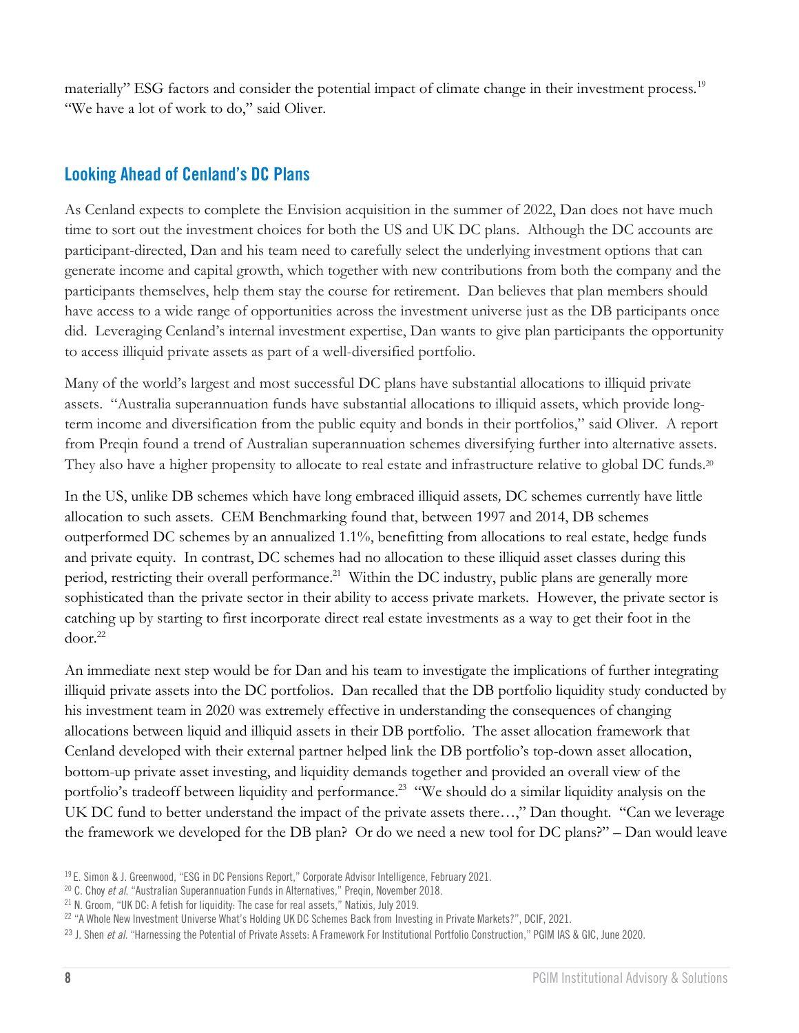materially" ESG factors and consider the potential impact of climate change in their investment process.[19] "We have a lot of work to do," said Oliver.

## Looking Ahead of Cenland's DC Plans

As Cenland expects to complete the Envision acquisition in the summer of 2022, Dan does not have much time to sort out the investment choices for both the US and UK DC plans. Although the DC accounts are participant-directed, Dan and his team need to carefully select the underlying investment options that can generate income and capital growth, which together with new contributions from both the company and the participants themselves, help them stay the course for retirement. Dan believes that plan members should have access to a wide range of opportunities across the investment universe just as the DB participants once did. Leveraging Cenland's internal investment expertise, Dan wants to give plan participants the opportunity to access illiquid private assets as part of a well-diversified portfolio.

Many of the world's largest and most successful DC plans have substantial allocations to illiquid private assets. "Australia superannuation funds have substantial allocations to illiquid assets, which provide long-term income and diversification from the public equity and bonds in their portfolios," said Oliver. A report from Preqin found a trend of Australian superannuation schemes diversifying further into alternative assets. They also have a higher propensity to allocate to real estate and infrastructure relative to global DC funds.[20]

In the US, unlike DB schemes which have long embraced illiquid assets, DC schemes currently have little allocation to such assets. CEM Benchmarking found that, between 1997 and 2014, DB schemes outperformed DC schemes by an annualized 1.1%, benefitting from allocations to real estate, hedge funds and private equity. In contrast, DC schemes had no allocation to these illiquid asset classes during this period, restricting their overall performance.[21] Within the DC industry, public plans are generally more sophisticated than the private sector in their ability to access private markets. However, the private sector is catching up by starting to first incorporate direct real estate investments as a way to get their foot in the door.[22]

An immediate next step would be for Dan and his team to investigate the implications of further integrating illiquid private assets into the DC portfolios. Dan recalled that the DB portfolio liquidity study conducted by his investment team in 2020 was extremely effective in understanding the consequences of changing allocations between liquid and illiquid assets in their DB portfolio. The asset allocation framework that Cenland developed with their external partner helped link the DB portfolio's top-down asset allocation, bottom-up private asset investing, and liquidity demands together and provided an overall view of the portfolio's tradeoff between liquidity and performance.[23] "We should do a similar liquidity analysis on the UK DC fund to better understand the impact of the private assets there…," Dan thought. "Can we leverage the framework we developed for the DB plan? Or do we need a new tool for DC plans?" – Dan would leave

[19] E. Simon & J. Greenwood, "ESG in DC Pensions Report," Corporate Advisor Intelligence, February 2021.

[20] C. Choy *et al.* "Australian Superannuation Funds in Alternatives," Preqin, November 2018.

[21] N. Groom, "UK DC: A fetish for liquidity: The case for real assets," Natixis, July 2019.

[22] "A Whole New Investment Universe What's Holding UK DC Schemes Back from Investing in Private Markets?", DCIF, 2021.

[23] J. Shen *et al.* "Harnessing the Potential of Private Assets: A Framework For Institutional Portfolio Construction," PGIM IAS & GIC, June 2020.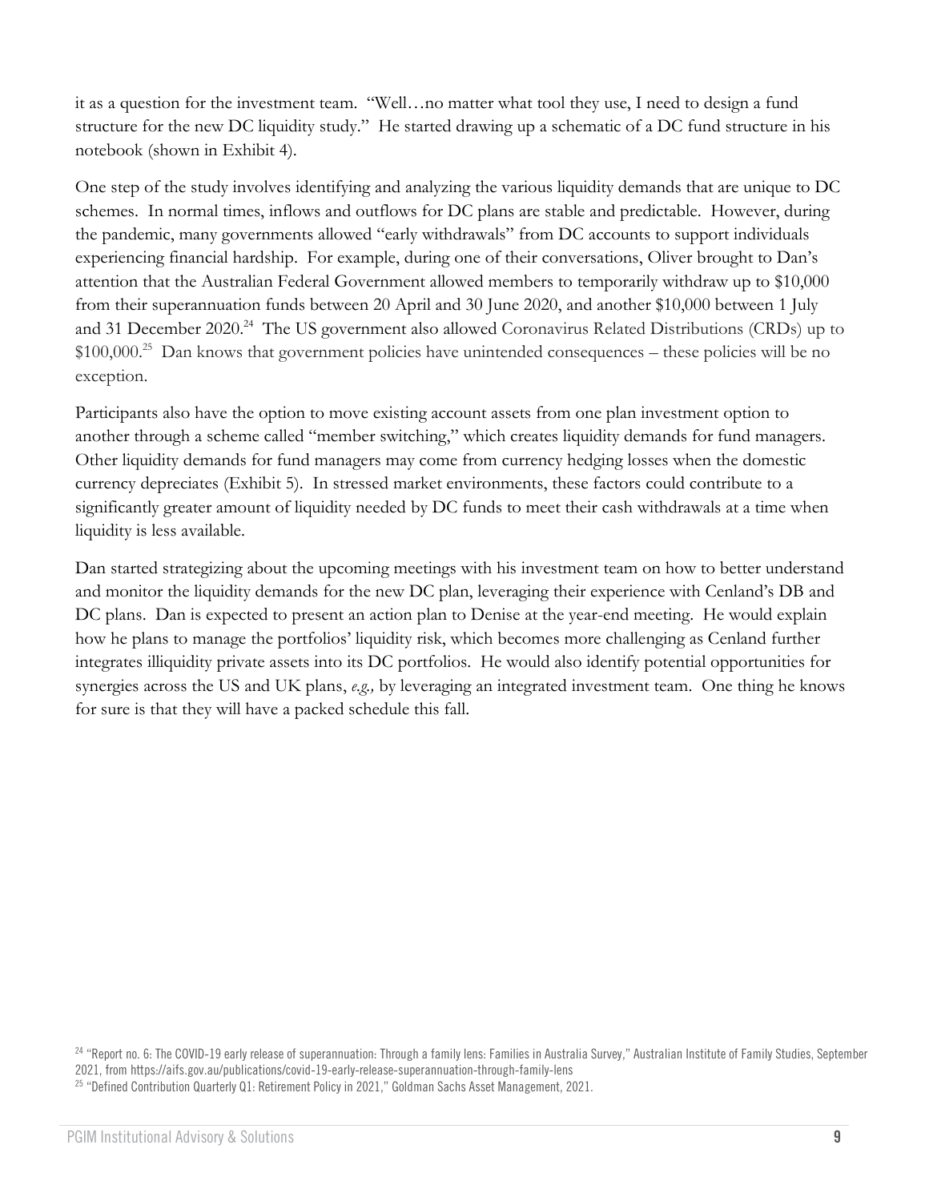it as a question for the investment team. "Well…no matter what tool they use, I need to design a fund structure for the new DC liquidity study." He started drawing up a schematic of a DC fund structure in his notebook (shown in Exhibit 4).

One step of the study involves identifying and analyzing the various liquidity demands that are unique to DC schemes. In normal times, inflows and outflows for DC plans are stable and predictable. However, during the pandemic, many governments allowed "early withdrawals" from DC accounts to support individuals experiencing financial hardship. For example, during one of their conversations, Oliver brought to Dan's attention that the Australian Federal Government allowed members to temporarily withdraw up to $10,000 from their superannuation funds between 20 April and 30 June 2020, and another $10,000 between 1 July and 31 December 2020.[24] The US government also allowed Coronavirus Related Distributions (CRDs) up to $100,000.[25] Dan knows that government policies have unintended consequences – these policies will be no exception.

Participants also have the option to move existing account assets from one plan investment option to another through a scheme called "member switching," which creates liquidity demands for fund managers. Other liquidity demands for fund managers may come from currency hedging losses when the domestic currency depreciates (Exhibit 5). In stressed market environments, these factors could contribute to a significantly greater amount of liquidity needed by DC funds to meet their cash withdrawals at a time when liquidity is less available.

Dan started strategizing about the upcoming meetings with his investment team on how to better understand and monitor the liquidity demands for the new DC plan, leveraging their experience with Cenland's DB and DC plans. Dan is expected to present an action plan to Denise at the year-end meeting. He would explain how he plans to manage the portfolios' liquidity risk, which becomes more challenging as Cenland further integrates illiquidity private assets into its DC portfolios. He would also identify potential opportunities for synergies across the US and UK plans, *e.g.,* by leveraging an integrated investment team. One thing he knows for sure is that they will have a packed schedule this fall.

[24] "Report no. 6: The COVID-19 early release of superannuation: Through a family lens: Families in Australia Survey," Australian Institute of Family Studies, September 2021, from https://aifs.gov.au/publications/covid-19-early-release-superannuation-through-family-lens

[25] "Defined Contribution Quarterly Q1: Retirement Policy in 2021," Goldman Sachs Asset Management, 2021.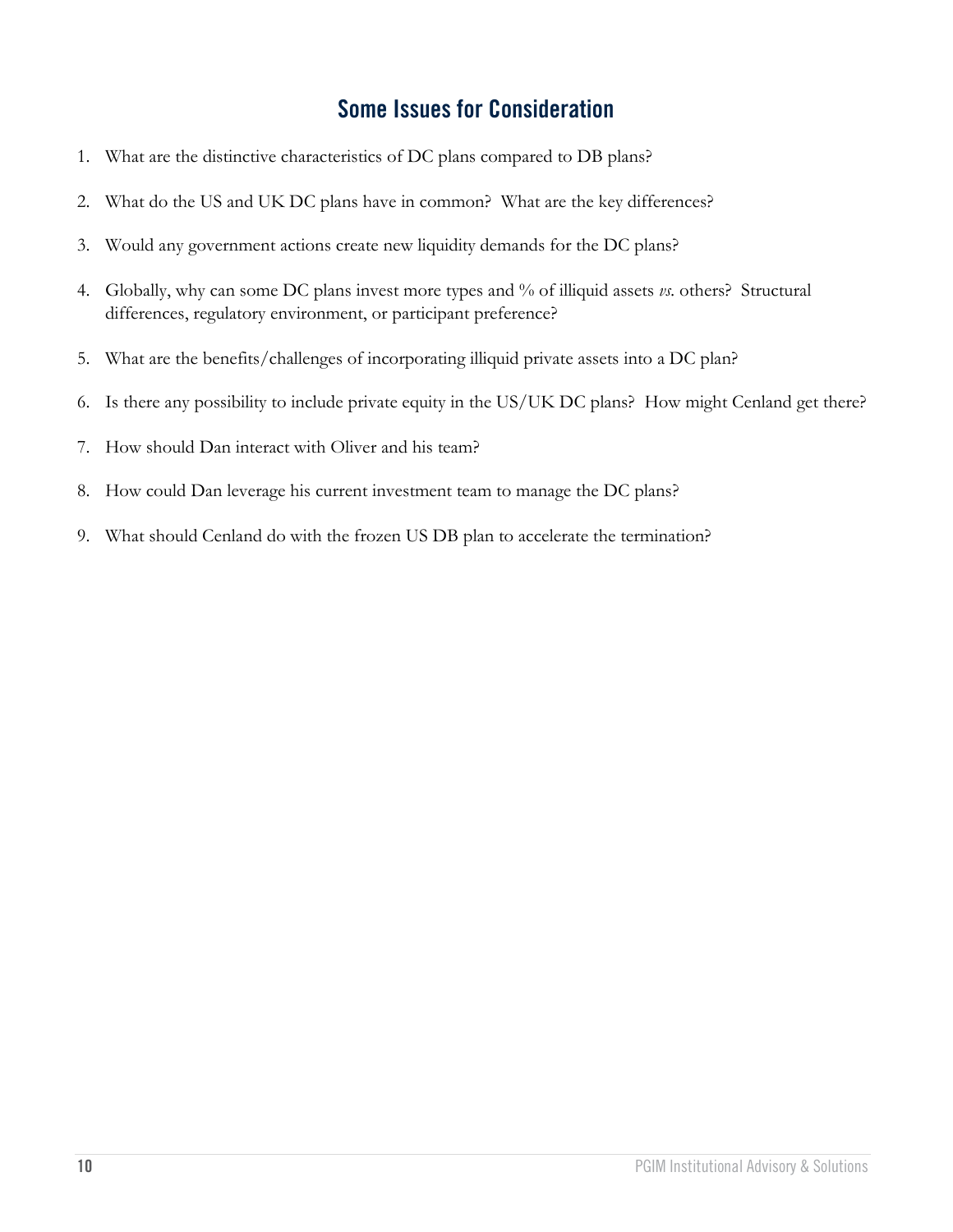## Some Issues for Consideration

1. What are the distinctive characteristics of DC plans compared to DB plans?
2. What do the US and UK DC plans have in common? What are the key differences?
3. Would any government actions create new liquidity demands for the DC plans?
4. Globally, why can some DC plans invest more types and % of illiquid assets *vs.* others? Structural differences, regulatory environment, or participant preference?
5. What are the benefits/challenges of incorporating illiquid private assets into a DC plan?
6. Is there any possibility to include private equity in the US/UK DC plans? How might Cenland get there?
7. How should Dan interact with Oliver and his team?
8. How could Dan leverage his current investment team to manage the DC plans?
9. What should Cenland do with the frozen US DB plan to accelerate the termination?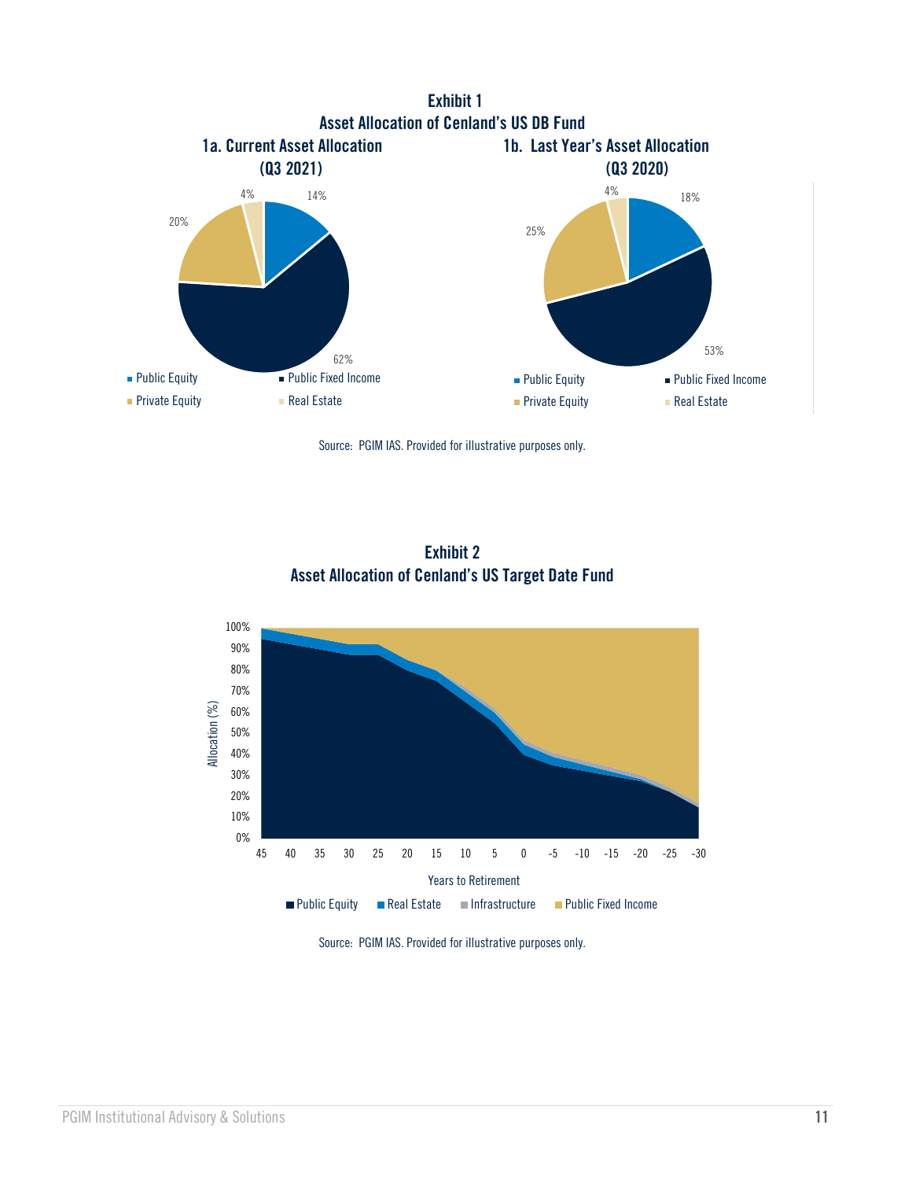**Exhibit 1**
**Asset Allocation of Cenland's US DB Fund**

**1a. Current Asset Allocation (Q3 2021)**

| Asset Class | Allocation |
| --- | --- |
| Public Equity | 14% |
| Public Fixed Income | 62% |
| Private Equity | 20% |
| Real Estate | 4% |

**1b. Last Year's Asset Allocation (Q3 2020)**

| Asset Class | Allocation |
| --- | --- |
| Public Equity | 18% |
| Public Fixed Income | 53% |
| Private Equity | 25% |
| Real Estate | 4% |

Source: PGIM IAS. Provided for illustrative purposes only.

**Exhibit 2**
**Asset Allocation of Cenland's US Target Date Fund**

Allocation (%) by Years to Retirement (45 to -30): Public Equity, Real Estate, Infrastructure, Public Fixed Income

Source: PGIM IAS. Provided for illustrative purposes only.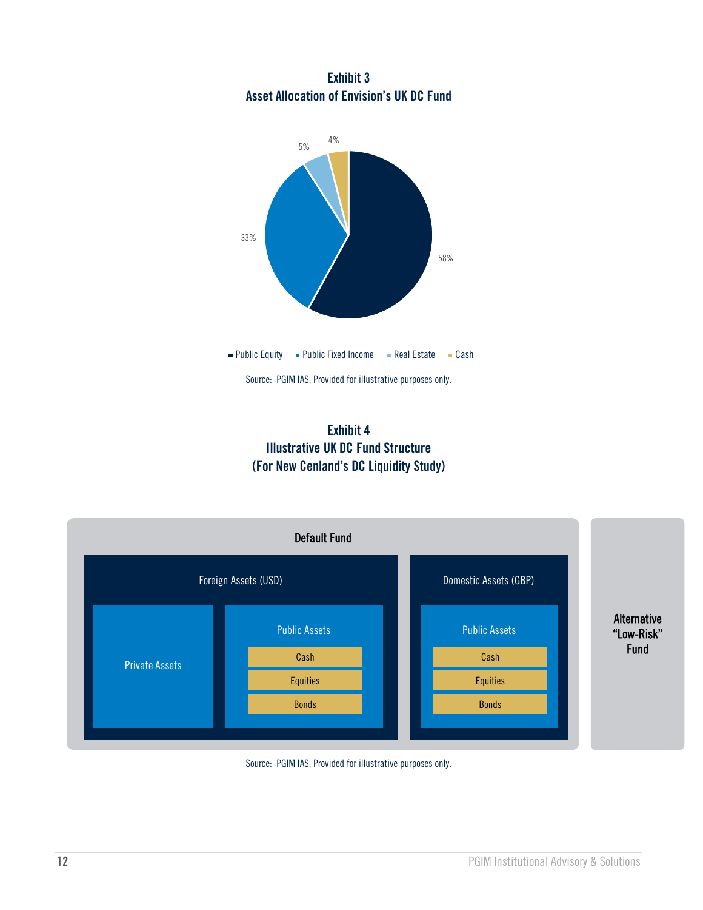**Exhibit 3**
**Asset Allocation of Envision's UK DC Fund**

| Asset Class | Allocation |
|---|---|
| Public Equity | 58% |
| Public Fixed Income | 33% |
| Real Estate | 5% |
| Cash | 4% |

Source: PGIM IAS. Provided for illustrative purposes only.

**Exhibit 4**
**Illustrative UK DC Fund Structure**
**(For New Cenland's DC Liquidity Study)**

- **Default Fund**
  - Foreign Assets (USD)
    - Private Assets
    - Public Assets
      - Cash
      - Equities
      - Bonds
  - Domestic Assets (GBP)
    - Public Assets
      - Cash
      - Equities
      - Bonds
- **Alternative "Low-Risk" Fund**

Source: PGIM IAS. Provided for illustrative purposes only.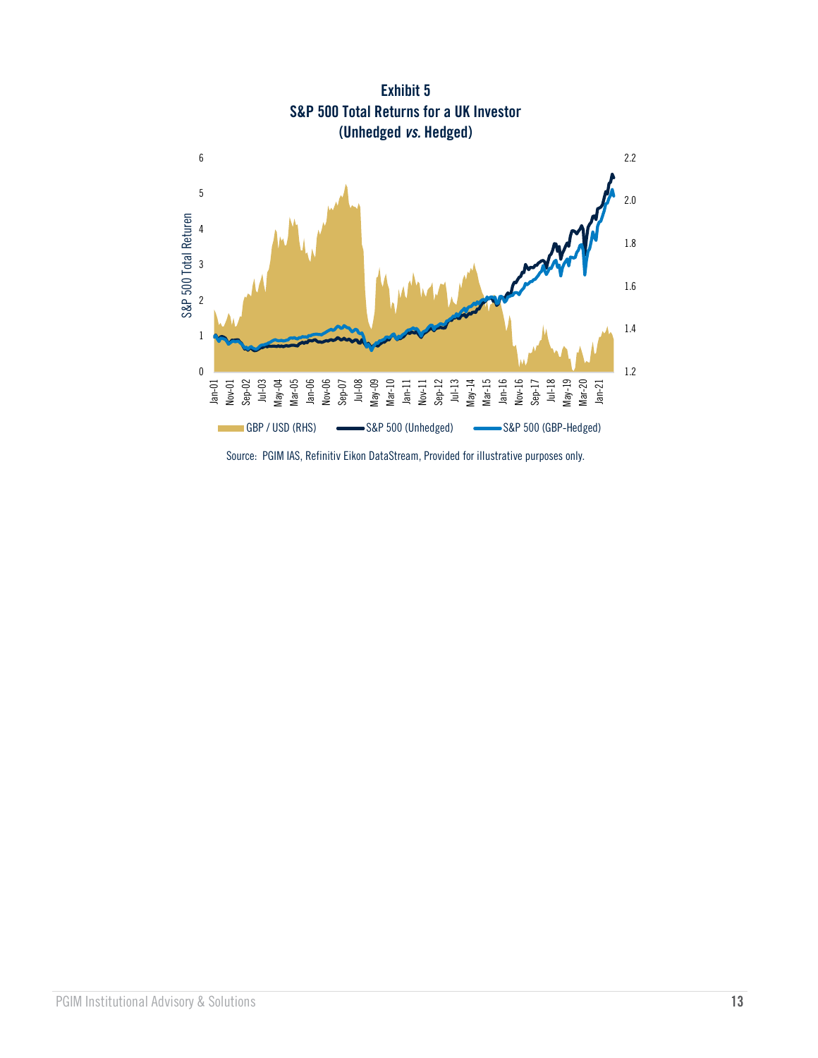**Exhibit 5**
**S&P 500 Total Returns for a UK Investor**
**(Unhedged *vs.* Hedged)**

Source: PGIM IAS, Refinitiv Eikon DataStream, Provided for illustrative purposes only.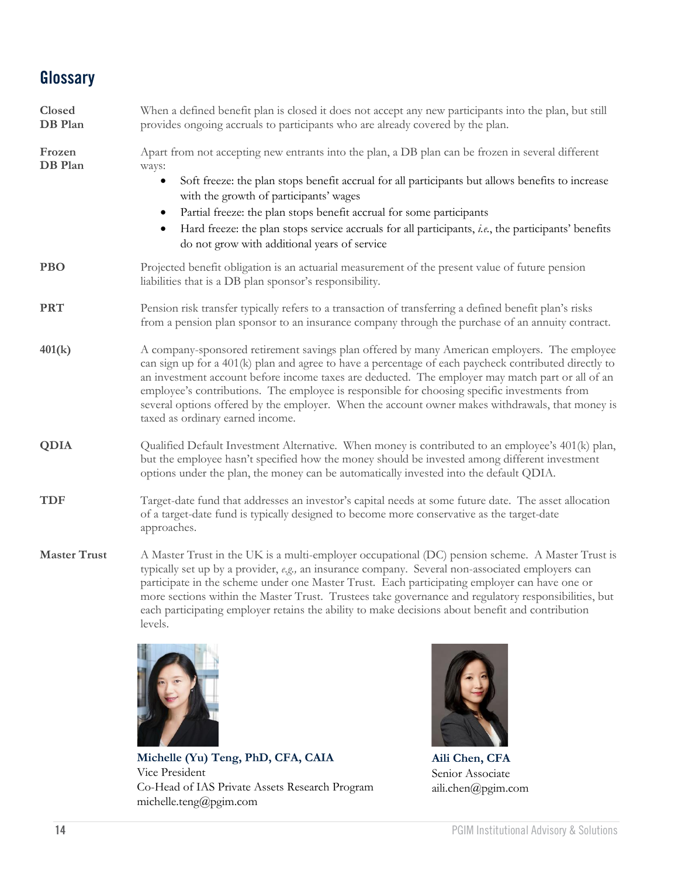## Glossary

**Closed DB Plan** — When a defined benefit plan is closed it does not accept any new participants into the plan, but still provides ongoing accruals to participants who are already covered by the plan.

**Frozen DB Plan** — Apart from not accepting new entrants into the plan, a DB plan can be frozen in several different ways:

- Soft freeze: the plan stops benefit accrual for all participants but allows benefits to increase with the growth of participants' wages
- Partial freeze: the plan stops benefit accrual for some participants
- Hard freeze: the plan stops service accruals for all participants, *i.e.*, the participants' benefits do not grow with additional years of service

**PBO** — Projected benefit obligation is an actuarial measurement of the present value of future pension liabilities that is a DB plan sponsor's responsibility.

**PRT** — Pension risk transfer typically refers to a transaction of transferring a defined benefit plan's risks from a pension plan sponsor to an insurance company through the purchase of an annuity contract.

**401(k)** — A company-sponsored retirement savings plan offered by many American employers. The employee can sign up for a 401(k) plan and agree to have a percentage of each paycheck contributed directly to an investment account before income taxes are deducted. The employer may match part or all of an employee's contributions. The employee is responsible for choosing specific investments from several options offered by the employer. When the account owner makes withdrawals, that money is taxed as ordinary earned income.

**QDIA** — Qualified Default Investment Alternative. When money is contributed to an employee's 401(k) plan, but the employee hasn't specified how the money should be invested among different investment options under the plan, the money can be automatically invested into the default QDIA.

**TDF** — Target-date fund that addresses an investor's capital needs at some future date. The asset allocation of a target-date fund is typically designed to become more conservative as the target-date approaches.

**Master Trust** — A Master Trust in the UK is a multi-employer occupational (DC) pension scheme. A Master Trust is typically set up by a provider, *e.g.,* an insurance company. Several non-associated employers can participate in the scheme under one Master Trust. Each participating employer can have one or more sections within the Master Trust. Trustees take governance and regulatory responsibilities, but each participating employer retains the ability to make decisions about benefit and contribution levels.

**Michelle (Yu) Teng, PhD, CFA, CAIA**
Vice President
Co-Head of IAS Private Assets Research Program
michelle.teng@pgim.com

**Aili Chen, CFA**
Senior Associate
aili.chen@pgim.com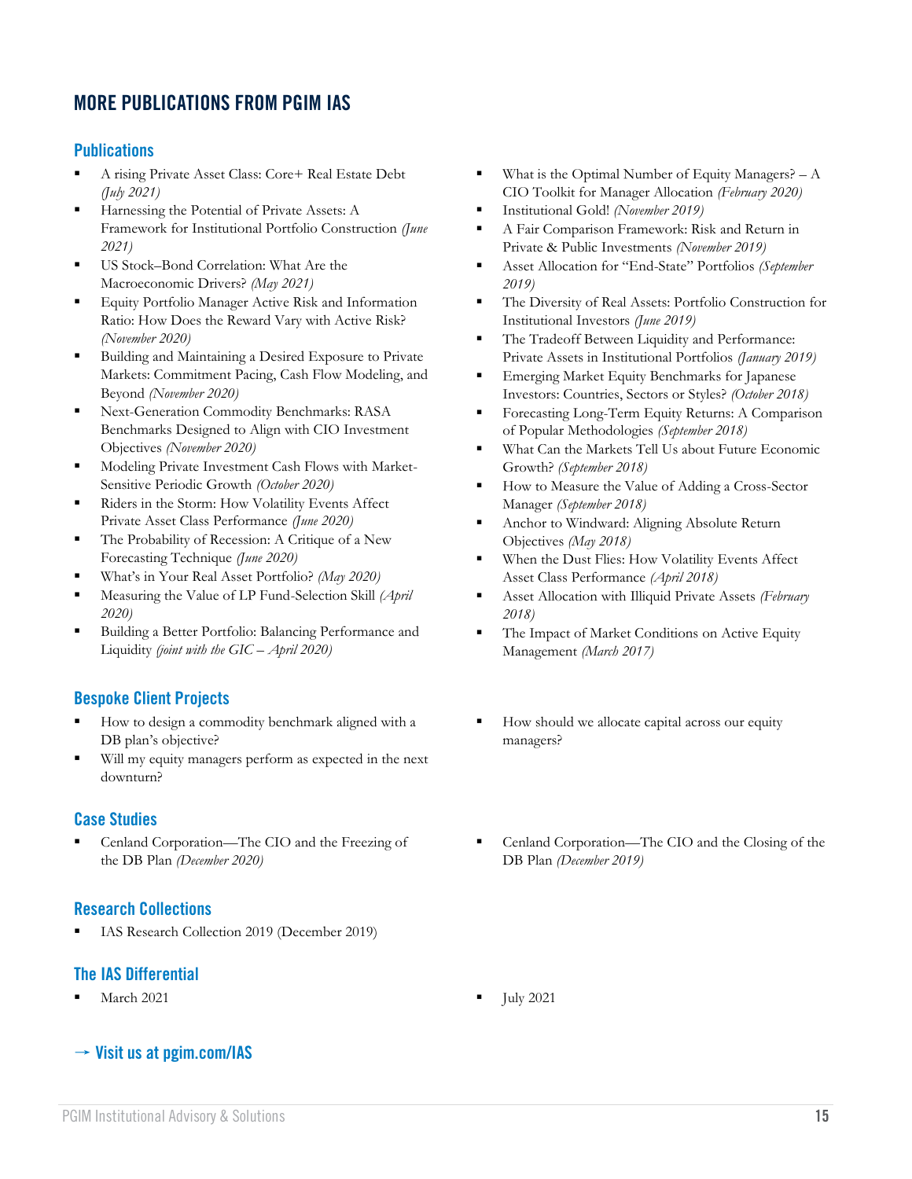# MORE PUBLICATIONS FROM PGIM IAS

## Publications

- A rising Private Asset Class: Core+ Real Estate Debt *(July 2021)*
- Harnessing the Potential of Private Assets: A Framework for Institutional Portfolio Construction *(June 2021)*
- US Stock–Bond Correlation: What Are the Macroeconomic Drivers? *(May 2021)*
- Equity Portfolio Manager Active Risk and Information Ratio: How Does the Reward Vary with Active Risk? *(November 2020)*
- Building and Maintaining a Desired Exposure to Private Markets: Commitment Pacing, Cash Flow Modeling, and Beyond *(November 2020)*
- Next-Generation Commodity Benchmarks: RASA Benchmarks Designed to Align with CIO Investment Objectives *(November 2020)*
- Modeling Private Investment Cash Flows with Market-Sensitive Periodic Growth *(October 2020)*
- Riders in the Storm: How Volatility Events Affect Private Asset Class Performance *(June 2020)*
- The Probability of Recession: A Critique of a New Forecasting Technique *(June 2020)*
- What's in Your Real Asset Portfolio? *(May 2020)*
- Measuring the Value of LP Fund-Selection Skill *(April 2020)*
- Building a Better Portfolio: Balancing Performance and Liquidity *(joint with the GIC – April 2020)*
- What is the Optimal Number of Equity Managers? – A CIO Toolkit for Manager Allocation *(February 2020)*
- Institutional Gold! *(November 2019)*
- A Fair Comparison Framework: Risk and Return in Private & Public Investments *(November 2019)*
- Asset Allocation for "End-State" Portfolios *(September 2019)*
- The Diversity of Real Assets: Portfolio Construction for Institutional Investors *(June 2019)*
- The Tradeoff Between Liquidity and Performance: Private Assets in Institutional Portfolios *(January 2019)*
- Emerging Market Equity Benchmarks for Japanese Investors: Countries, Sectors or Styles? *(October 2018)*
- Forecasting Long-Term Equity Returns: A Comparison of Popular Methodologies *(September 2018)*
- What Can the Markets Tell Us about Future Economic Growth? *(September 2018)*
- How to Measure the Value of Adding a Cross-Sector Manager *(September 2018)*
- Anchor to Windward: Aligning Absolute Return Objectives *(May 2018)*
- When the Dust Flies: How Volatility Events Affect Asset Class Performance *(April 2018)*
- Asset Allocation with Illiquid Private Assets *(February 2018)*
- The Impact of Market Conditions on Active Equity Management *(March 2017)*

## Bespoke Client Projects

- How to design a commodity benchmark aligned with a DB plan's objective?
- Will my equity managers perform as expected in the next downturn?
- How should we allocate capital across our equity managers?

## Case Studies

- Cenland Corporation—The CIO and the Freezing of the DB Plan *(December 2020)*
- Cenland Corporation—The CIO and the Closing of the DB Plan *(December 2019)*

## Research Collections

- IAS Research Collection 2019 (December 2019)

## The IAS Differential

- March 2021
- July 2021

**→ Visit us at pgim.com/IAS**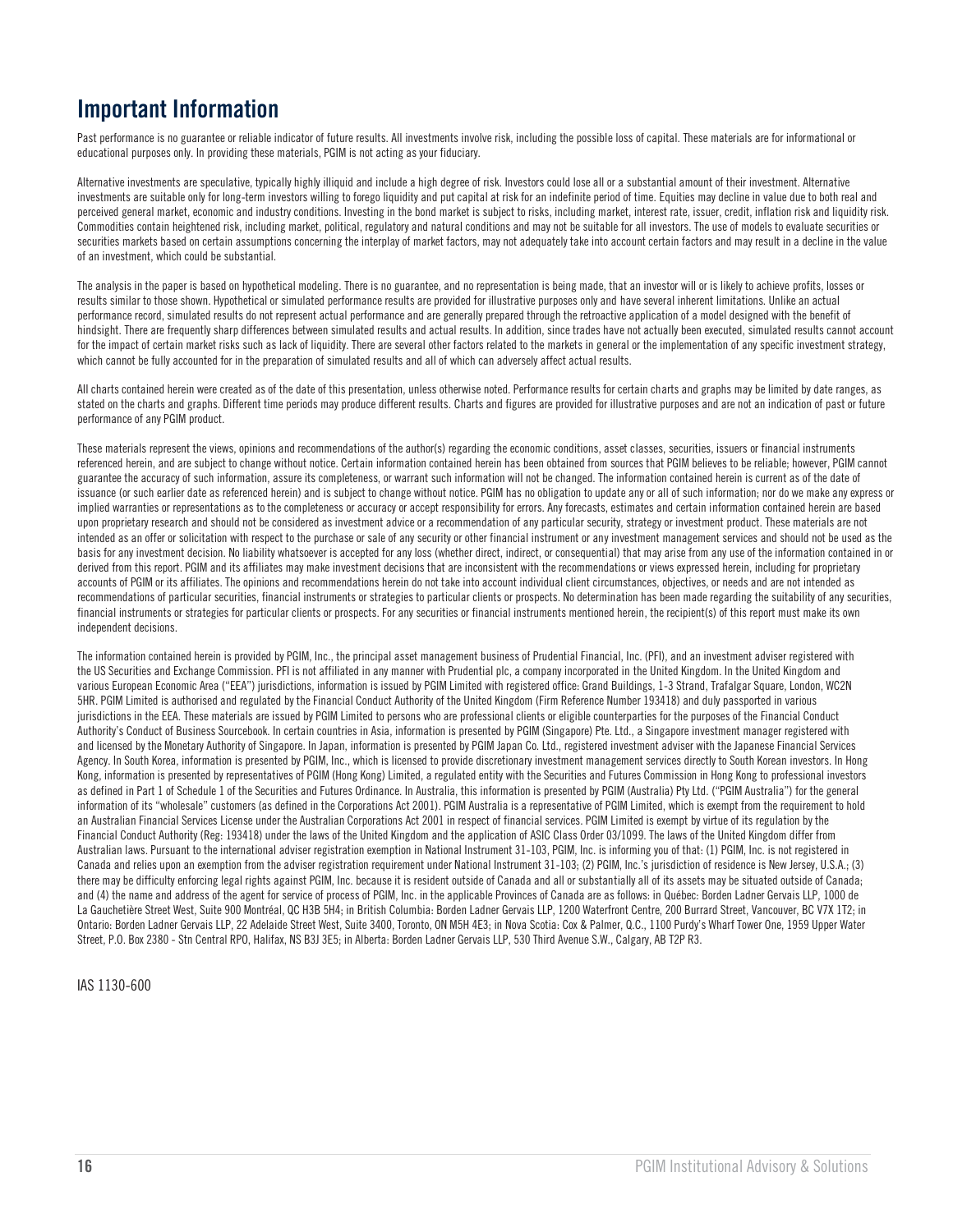# Important Information

Past performance is no guarantee or reliable indicator of future results. All investments involve risk, including the possible loss of capital. These materials are for informational or educational purposes only. In providing these materials, PGIM is not acting as your fiduciary.

Alternative investments are speculative, typically highly illiquid and include a high degree of risk. Investors could lose all or a substantial amount of their investment. Alternative investments are suitable only for long-term investors willing to forego liquidity and put capital at risk for an indefinite period of time. Equities may decline in value due to both real and perceived general market, economic and industry conditions. Investing in the bond market is subject to risks, including market, interest rate, issuer, credit, inflation risk and liquidity risk. Commodities contain heightened risk, including market, political, regulatory and natural conditions and may not be suitable for all investors. The use of models to evaluate securities or securities markets based on certain assumptions concerning the interplay of market factors, may not adequately take into account certain factors and may result in a decline in the value of an investment, which could be substantial.

The analysis in the paper is based on hypothetical modeling. There is no guarantee, and no representation is being made, that an investor will or is likely to achieve profits, losses or results similar to those shown. Hypothetical or simulated performance results are provided for illustrative purposes only and have several inherent limitations. Unlike an actual performance record, simulated results do not represent actual performance and are generally prepared through the retroactive application of a model designed with the benefit of hindsight. There are frequently sharp differences between simulated results and actual results. In addition, since trades have not actually been executed, simulated results cannot account for the impact of certain market risks such as lack of liquidity. There are several other factors related to the markets in general or the implementation of any specific investment strategy, which cannot be fully accounted for in the preparation of simulated results and all of which can adversely affect actual results.

All charts contained herein were created as of the date of this presentation, unless otherwise noted. Performance results for certain charts and graphs may be limited by date ranges, as stated on the charts and graphs. Different time periods may produce different results. Charts and figures are provided for illustrative purposes and are not an indication of past or future performance of any PGIM product.

These materials represent the views, opinions and recommendations of the author(s) regarding the economic conditions, asset classes, securities, issuers or financial instruments referenced herein, and are subject to change without notice. Certain information contained herein has been obtained from sources that PGIM believes to be reliable; however, PGIM cannot guarantee the accuracy of such information, assure its completeness, or warrant such information will not be changed. The information contained herein is current as of the date of issuance (or such earlier date as referenced herein) and is subject to change without notice. PGIM has no obligation to update any or all of such information; nor do we make any express or implied warranties or representations as to the completeness or accuracy or accept responsibility for errors. Any forecasts, estimates and certain information contained herein are based upon proprietary research and should not be considered as investment advice or a recommendation of any particular security, strategy or investment product. These materials are not intended as an offer or solicitation with respect to the purchase or sale of any security or other financial instrument or any investment management services and should not be used as the basis for any investment decision. No liability whatsoever is accepted for any loss (whether direct, indirect, or consequential) that may arise from any use of the information contained in or derived from this report. PGIM and its affiliates may make investment decisions that are inconsistent with the recommendations or views expressed herein, including for proprietary accounts of PGIM or its affiliates. The opinions and recommendations herein do not take into account individual client circumstances, objectives, or needs and are not intended as recommendations of particular securities, financial instruments or strategies to particular clients or prospects. No determination has been made regarding the suitability of any securities, financial instruments or strategies for particular clients or prospects. For any securities or financial instruments mentioned herein, the recipient(s) of this report must make its own independent decisions.

The information contained herein is provided by PGIM, Inc., the principal asset management business of Prudential Financial, Inc. (PFI), and an investment adviser registered with the US Securities and Exchange Commission. PFI is not affiliated in any manner with Prudential plc, a company incorporated in the United Kingdom. In the United Kingdom and various European Economic Area ("EEA") jurisdictions, information is issued by PGIM Limited with registered office: Grand Buildings, 1-3 Strand, Trafalgar Square, London, WC2N 5HR. PGIM Limited is authorised and regulated by the Financial Conduct Authority of the United Kingdom (Firm Reference Number 193418) and duly passported in various jurisdictions in the EEA. These materials are issued by PGIM Limited to persons who are professional clients or eligible counterparties for the purposes of the Financial Conduct Authority's Conduct of Business Sourcebook. In certain countries in Asia, information is presented by PGIM (Singapore) Pte. Ltd., a Singapore investment manager registered with and licensed by the Monetary Authority of Singapore. In Japan, information is presented by PGIM Japan Co. Ltd., registered investment adviser with the Japanese Financial Services Agency. In South Korea, information is presented by PGIM, Inc., which is licensed to provide discretionary investment management services directly to South Korean investors. In Hong Kong, information is presented by representatives of PGIM (Hong Kong) Limited, a regulated entity with the Securities and Futures Commission in Hong Kong to professional investors as defined in Part 1 of Schedule 1 of the Securities and Futures Ordinance. In Australia, this information is presented by PGIM (Australia) Pty Ltd. ("PGIM Australia") for the general information of its "wholesale" customers (as defined in the Corporations Act 2001). PGIM Australia is a representative of PGIM Limited, which is exempt from the requirement to hold an Australian Financial Services License under the Australian Corporations Act 2001 in respect of financial services. PGIM Limited is exempt by virtue of its regulation by the Financial Conduct Authority (Reg: 193418) under the laws of the United Kingdom and the application of ASIC Class Order 03/1099. The laws of the United Kingdom differ from Australian laws. Pursuant to the international adviser registration exemption in National Instrument 31-103, PGIM, Inc. is informing you of that: (1) PGIM, Inc. is not registered in Canada and relies upon an exemption from the adviser registration requirement under National Instrument 31-103; (2) PGIM, Inc.'s jurisdiction of residence is New Jersey, U.S.A.; (3) there may be difficulty enforcing legal rights against PGIM, Inc. because it is resident outside of Canada and all or substantially all of its assets may be situated outside of Canada; and (4) the name and address of the agent for service of process of PGIM, Inc. in the applicable Provinces of Canada are as follows: in Québec: Borden Ladner Gervais LLP, 1000 de La Gauchetière Street West, Suite 900 Montréal, QC H3B 5H4; in British Columbia: Borden Ladner Gervais LLP, 1200 Waterfront Centre, 200 Burrard Street, Vancouver, BC V7X 1T2; in Ontario: Borden Ladner Gervais LLP, 22 Adelaide Street West, Suite 3400, Toronto, ON M5H 4E3; in Nova Scotia: Cox & Palmer, Q.C., 1100 Purdy's Wharf Tower One, 1959 Upper Water Street, P.O. Box 2380 - Stn Central RPO, Halifax, NS B3J 3E5; in Alberta: Borden Ladner Gervais LLP, 530 Third Avenue S.W., Calgary, AB T2P R3.

IAS 1130-600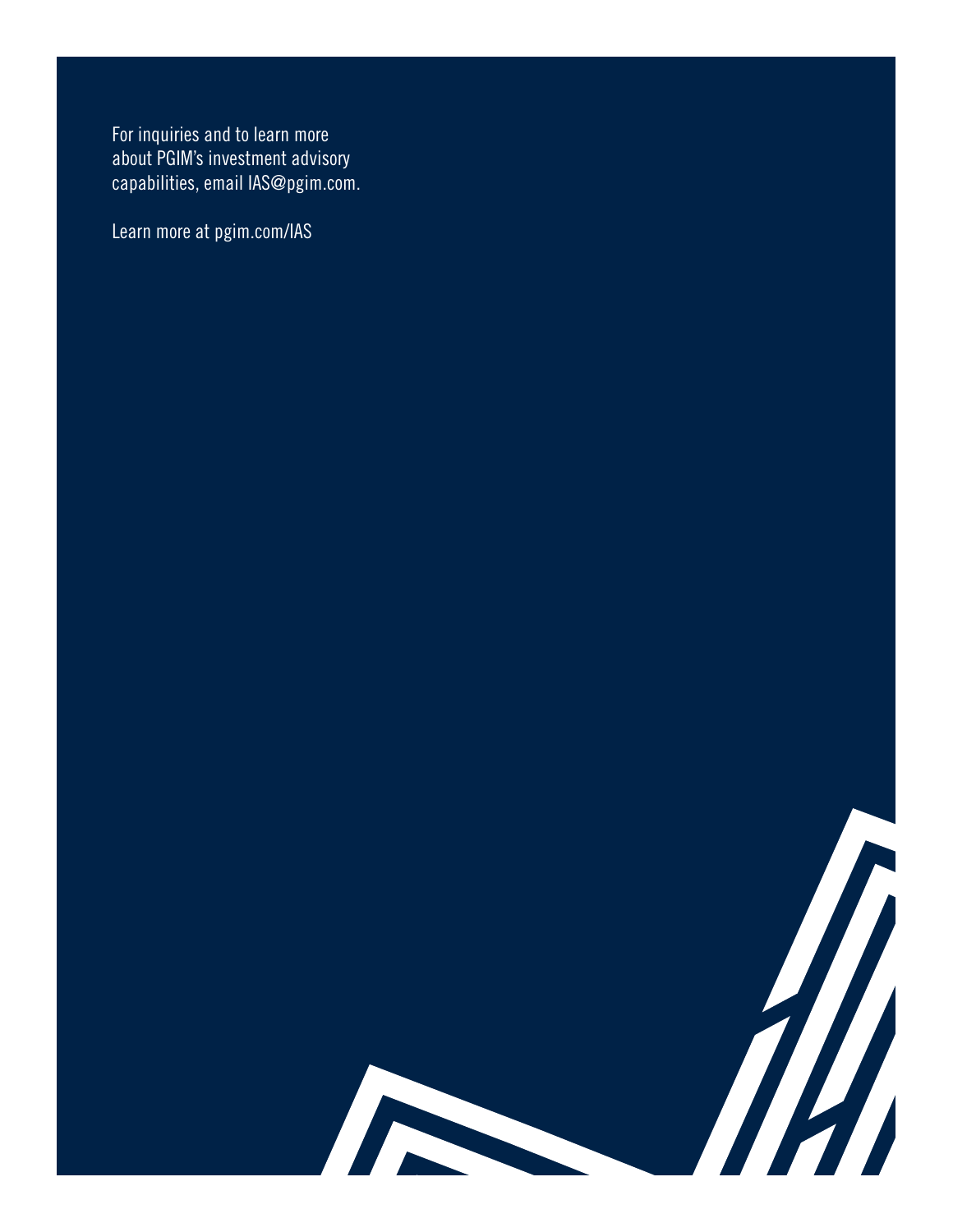For inquiries and to learn more about PGIM's investment advisory capabilities, email IAS@pgim.com.

Learn more at pgim.com/IAS